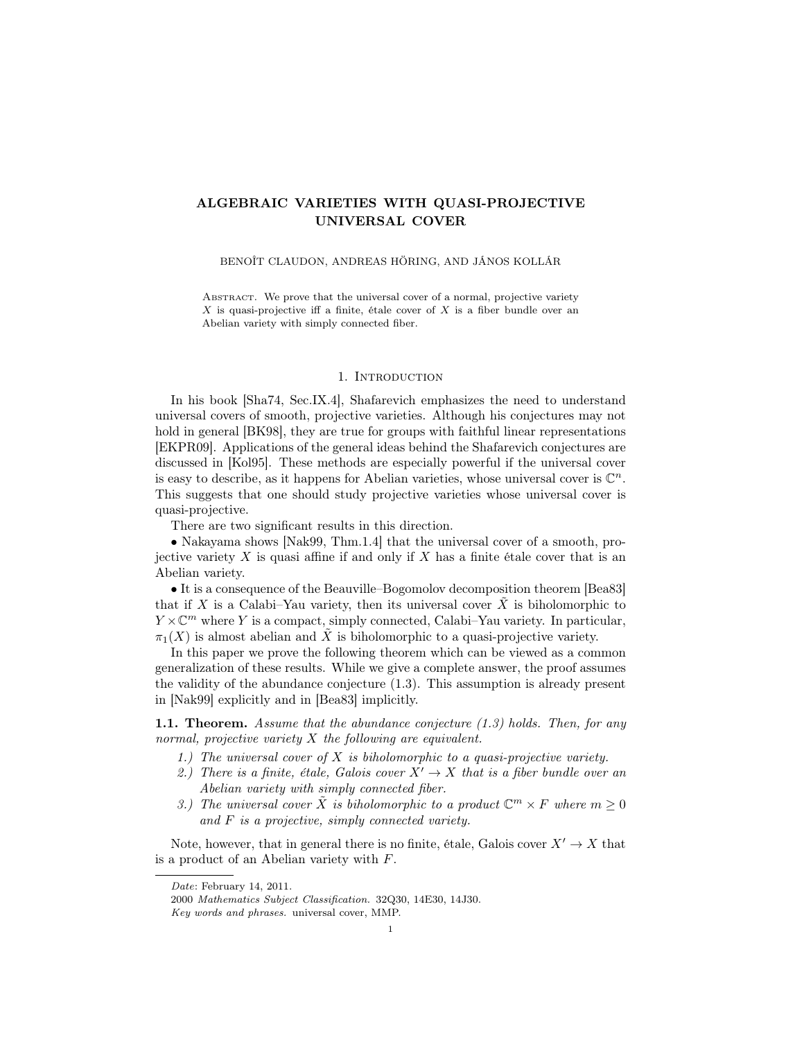# ALGEBRAIC VARIETIES WITH QUASI-PROJECTIVE UNIVERSAL COVER

BENOÎT CLAUDON, ANDREAS HÖRING, AND JÁNOS KOLLÁR

Abstract. We prove that the universal cover of a normal, projective variety $X$ is quasi-projective iff a finite, étale cover of $X$ is a fiber bundle over an Abelian variety with simply connected fiber.

## 1. Introduction

In his book [Sha74, Sec.IX.4], Shafarevich emphasizes the need to understand universal covers of smooth, projective varieties. Although his conjectures may not hold in general [BK98], they are true for groups with faithful linear representations [EKPR09]. Applications of the general ideas behind the Shafarevich conjectures are discussed in [Kol95]. These methods are especially powerful if the universal cover is easy to describe, as it happens for Abelian varieties, whose universal cover is $\mathbb{C}^n$. This suggests that one should study projective varieties whose universal cover is quasi-projective.

There are two significant results in this direction.

• Nakayama shows [Nak99, Thm.1.4] that the universal cover of a smooth, projective variety $X$ is quasi affine if and only if $X$ has a finite étale cover that is an Abelian variety.

• It is a consequence of the Beauville–Bogomolov decomposition theorem [Bea83] that if $X$ is a Calabi–Yau variety, then its universal cover $\tilde{X}$ is biholomorphic to $Y \times \mathbb{C}^m$ where $Y$ is a compact, simply connected, Calabi–Yau variety. In particular, $\pi_1(X)$ is almost abelian and $\tilde{X}$ is biholomorphic to a quasi-projective variety.

In this paper we prove the following theorem which can be viewed as a common generalization of these results. While we give a complete answer, the proof assumes the validity of the abundance conjecture (1.3). This assumption is already present in [Nak99] explicitly and in [Bea83] implicitly.

**1.1. Theorem.** *Assume that the abundance conjecture (1.3) holds. Then, for any normal, projective variety $X$ the following are equivalent.*

1.) *The universal cover of $X$ is biholomorphic to a quasi-projective variety.*
2.) *There is a finite, étale, Galois cover $X' \to X$ that is a fiber bundle over an Abelian variety with simply connected fiber.*
3.) *The universal cover $\tilde{X}$ is biholomorphic to a product $\mathbb{C}^m \times F$ where $m \geq 0$ and $F$ is a projective, simply connected variety.*

Note, however, that in general there is no finite, étale, Galois cover $X' \to X$ that is a product of an Abelian variety with $F$.

---

*Date*: February 14, 2011.

2000 *Mathematics Subject Classification.* 32Q30, 14E30, 14J30.

*Key words and phrases.* universal cover, MMP.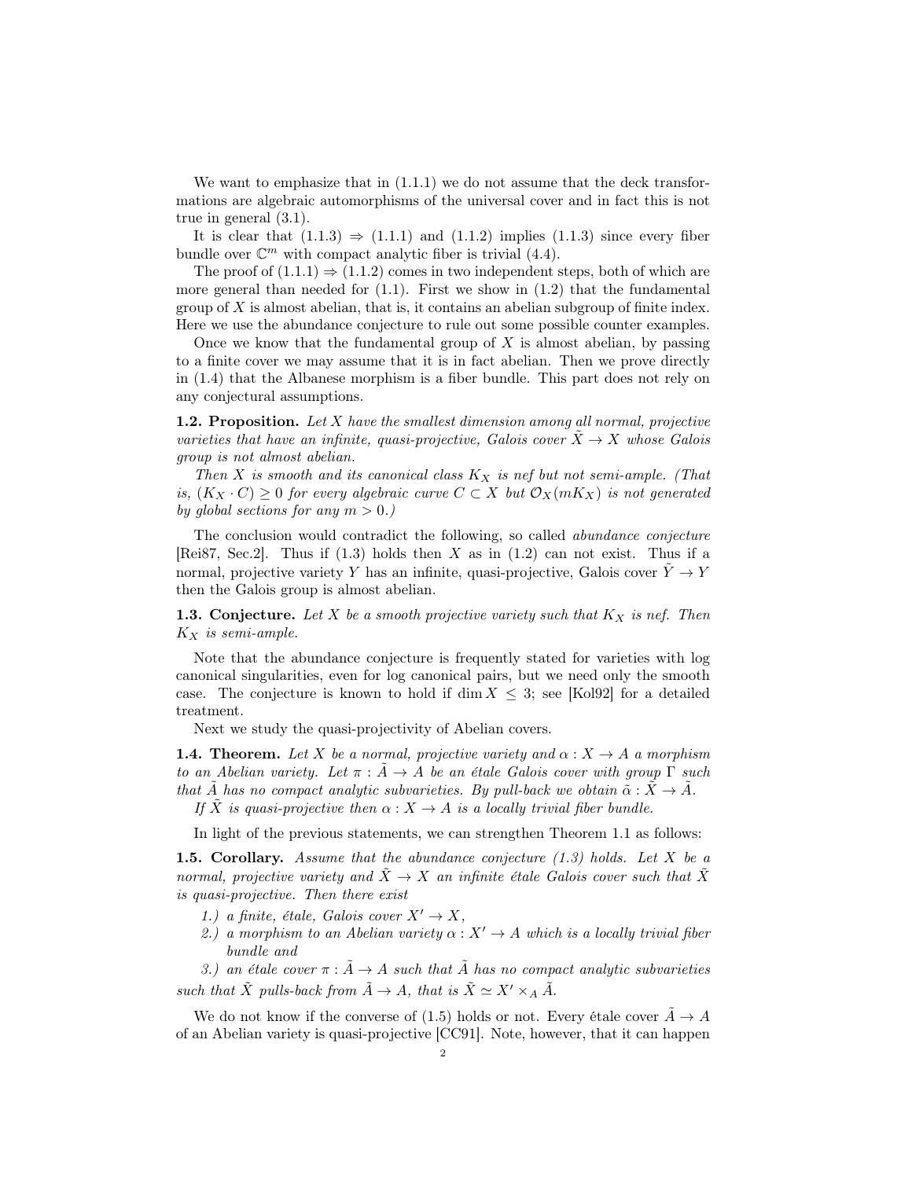We want to emphasize that in (1.1.1) we do not assume that the deck transformations are algebraic automorphisms of the universal cover and in fact this is not true in general (3.1).

It is clear that (1.1.3) $\Rightarrow$ (1.1.1) and (1.1.2) implies (1.1.3) since every fiber bundle over $\mathbb{C}^m$ with compact analytic fiber is trivial (4.4).

The proof of (1.1.1) $\Rightarrow$ (1.1.2) comes in two independent steps, both of which are more general than needed for (1.1). First we show in (1.2) that the fundamental group of $X$ is almost abelian, that is, it contains an abelian subgroup of finite index. Here we use the abundance conjecture to rule out some possible counter examples.

Once we know that the fundamental group of $X$ is almost abelian, by passing to a finite cover we may assume that it is in fact abelian. Then we prove directly in (1.4) that the Albanese morphism is a fiber bundle. This part does not rely on any conjectural assumptions.

**1.2. Proposition.** *Let $X$ have the smallest dimension among all normal, projective varieties that have an infinite, quasi-projective, Galois cover $\tilde{X} \to X$ whose Galois group is not almost abelian.*

*Then $X$ is smooth and its canonical class $K_X$ is nef but not semi-ample. (That is, $(K_X \cdot C) \geq 0$ for every algebraic curve $C \subset X$ but $\mathcal{O}_X(mK_X)$ is not generated by global sections for any $m > 0$.)*

The conclusion would contradict the following, so called *abundance conjecture* [Rei87, Sec.2]. Thus if (1.3) holds then $X$ as in (1.2) can not exist. Thus if a normal, projective variety $Y$ has an infinite, quasi-projective, Galois cover $\tilde{Y} \to Y$ then the Galois group is almost abelian.

**1.3. Conjecture.** *Let $X$ be a smooth projective variety such that $K_X$ is nef. Then $K_X$ is semi-ample.*

Note that the abundance conjecture is frequently stated for varieties with log canonical singularities, even for log canonical pairs, but we need only the smooth case. The conjecture is known to hold if $\dim X \leq 3$; see [Kol92] for a detailed treatment.

Next we study the quasi-projectivity of Abelian covers.

**1.4. Theorem.** *Let $X$ be a normal, projective variety and $\alpha : X \to A$ a morphism to an Abelian variety. Let $\pi : \tilde{A} \to A$ be an étale Galois cover with group $\Gamma$ such that $\tilde{A}$ has no compact analytic subvarieties. By pull-back we obtain $\tilde{\alpha} : \tilde{X} \to \tilde{A}$.*

*If $\tilde{X}$ is quasi-projective then $\alpha : X \to A$ is a locally trivial fiber bundle.*

In light of the previous statements, we can strengthen Theorem 1.1 as follows:

**1.5. Corollary.** *Assume that the abundance conjecture (1.3) holds. Let $X$ be a normal, projective variety and $\tilde{X} \to X$ an infinite étale Galois cover such that $\tilde{X}$ is quasi-projective. Then there exist*

1.) *a finite, étale, Galois cover $X' \to X$,*
2.) *a morphism to an Abelian variety $\alpha : X' \to A$ which is a locally trivial fiber bundle and*
3.) *an étale cover $\pi : \tilde{A} \to A$ such that $\tilde{A}$ has no compact analytic subvarieties*

*such that $\tilde{X}$ pulls-back from $\tilde{A} \to A$, that is $\tilde{X} \simeq X' \times_A \tilde{A}$.*

We do not know if the converse of (1.5) holds or not. Every étale cover $\tilde{A} \to A$ of an Abelian variety is quasi-projective [CC91]. Note, however, that it can happen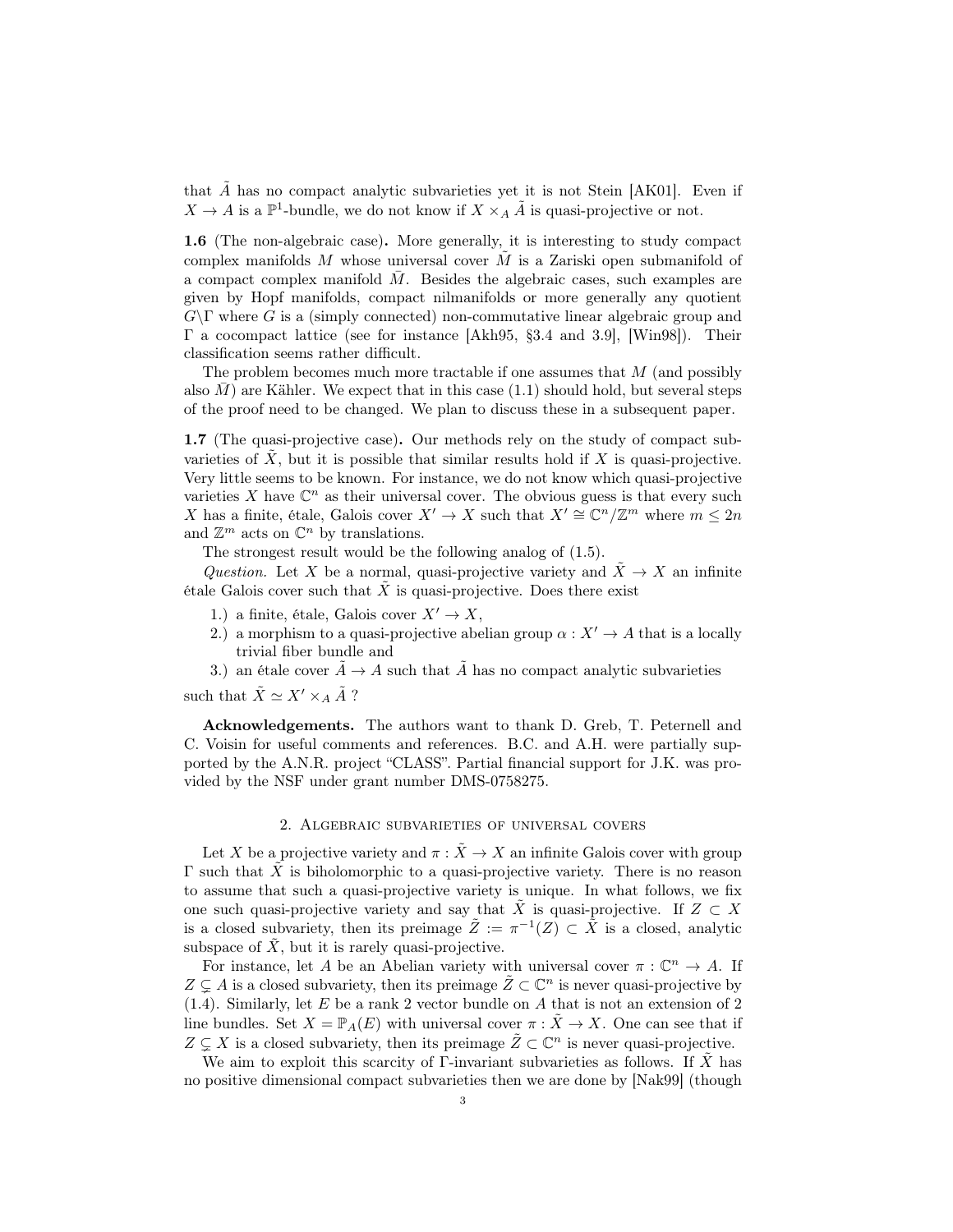that $\tilde{A}$ has no compact analytic subvarieties yet it is not Stein [AK01]. Even if $X \to A$ is a $\mathbb{P}^1$-bundle, we do not know if $X \times_A \tilde{A}$ is quasi-projective or not.

**1.6** (The non-algebraic case)**.** More generally, it is interesting to study compact complex manifolds $M$ whose universal cover $\tilde{M}$ is a Zariski open submanifold of a compact complex manifold $\bar{M}$. Besides the algebraic cases, such examples are given by Hopf manifolds, compact nilmanifolds or more generally any quotient $G\backslash\Gamma$ where $G$ is a (simply connected) non-commutative linear algebraic group and $\Gamma$ a cocompact lattice (see for instance [Akh95, §3.4 and 3.9], [Win98]). Their classification seems rather difficult.

The problem becomes much more tractable if one assumes that $M$ (and possibly also $\bar{M}$) are Kähler. We expect that in this case (1.1) should hold, but several steps of the proof need to be changed. We plan to discuss these in a subsequent paper.

**1.7** (The quasi-projective case)**.** Our methods rely on the study of compact subvarieties of $\tilde{X}$, but it is possible that similar results hold if $X$ is quasi-projective. Very little seems to be known. For instance, we do not know which quasi-projective varieties $X$ have $\mathbb{C}^n$ as their universal cover. The obvious guess is that every such $X$ has a finite, étale, Galois cover $X' \to X$ such that $X' \cong \mathbb{C}^n/\mathbb{Z}^m$ where $m \leq 2n$ and $\mathbb{Z}^m$ acts on $\mathbb{C}^n$ by translations.

The strongest result would be the following analog of (1.5).

*Question.* Let $X$ be a normal, quasi-projective variety and $\tilde{X} \to X$ an infinite étale Galois cover such that $\tilde{X}$ is quasi-projective. Does there exist

1.) a finite, étale, Galois cover $X' \to X$,
2.) a morphism to a quasi-projective abelian group $\alpha : X' \to A$ that is a locally trivial fiber bundle and
3.) an étale cover $\tilde{A} \to A$ such that $\tilde{A}$ has no compact analytic subvarieties

such that $\tilde{X} \simeq X' \times_A \tilde{A}$ ?

**Acknowledgements.** The authors want to thank D. Greb, T. Peternell and C. Voisin for useful comments and references. B.C. and A.H. were partially supported by the A.N.R. project "CLASS". Partial financial support for J.K. was provided by the NSF under grant number DMS-0758275.

## 2. Algebraic subvarieties of universal covers

Let $X$ be a projective variety and $\pi : \tilde{X} \to X$ an infinite Galois cover with group $\Gamma$ such that $\tilde{X}$ is biholomorphic to a quasi-projective variety. There is no reason to assume that such a quasi-projective variety is unique. In what follows, we fix one such quasi-projective variety and say that $\tilde{X}$ is quasi-projective. If $Z \subset X$ is a closed subvariety, then its preimage $\tilde{Z} := \pi^{-1}(Z) \subset \tilde{X}$ is a closed, analytic subspace of $\tilde{X}$, but it is rarely quasi-projective.

For instance, let $A$ be an Abelian variety with universal cover $\pi : \mathbb{C}^n \to A$. If $Z \subsetneq A$ is a closed subvariety, then its preimage $\tilde{Z} \subset \mathbb{C}^n$ is never quasi-projective by (1.4). Similarly, let $E$ be a rank 2 vector bundle on $A$ that is not an extension of 2 line bundles. Set $X = \mathbb{P}_A(E)$ with universal cover $\pi : \tilde{X} \to X$. One can see that if $Z \subsetneq X$ is a closed subvariety, then its preimage $\tilde{Z} \subset \mathbb{C}^n$ is never quasi-projective.

We aim to exploit this scarcity of $\Gamma$-invariant subvarieties as follows. If $\tilde{X}$ has no positive dimensional compact subvarieties then we are done by [Nak99] (though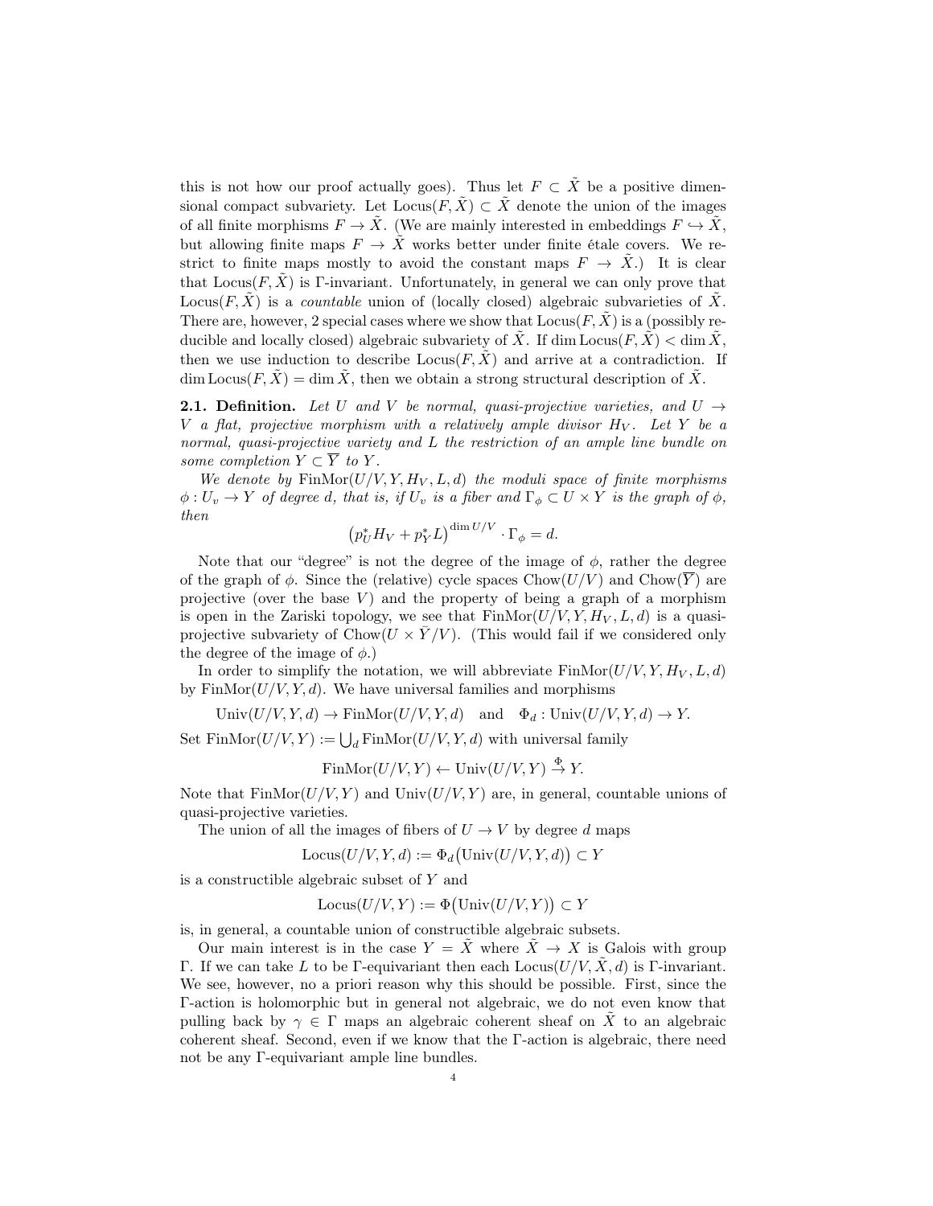this is not how our proof actually goes). Thus let $F \subset \tilde{X}$ be a positive dimensional compact subvariety. Let $\mathrm{Locus}(F, \tilde{X}) \subset \tilde{X}$ denote the union of the images of all finite morphisms $F \to \tilde{X}$. (We are mainly interested in embeddings $F \hookrightarrow \tilde{X}$, but allowing finite maps $F \to \tilde{X}$ works better under finite étale covers. We restrict to finite maps mostly to avoid the constant maps $F \to \tilde{X}$.) It is clear that $\mathrm{Locus}(F, \tilde{X})$ is $\Gamma$-invariant. Unfortunately, in general we can only prove that $\mathrm{Locus}(F, \tilde{X})$ is a *countable* union of (locally closed) algebraic subvarieties of $\tilde{X}$. There are, however, 2 special cases where we show that $\mathrm{Locus}(F, \tilde{X})$ is a (possibly reducible and locally closed) algebraic subvariety of $\tilde{X}$. If $\dim \mathrm{Locus}(F, \tilde{X}) < \dim \tilde{X}$, then we use induction to describe $\mathrm{Locus}(F, \tilde{X})$ and arrive at a contradiction. If $\dim \mathrm{Locus}(F, \tilde{X}) = \dim \tilde{X}$, then we obtain a strong structural description of $\tilde{X}$.

**2.1. Definition.** *Let $U$ and $V$ be normal, quasi-projective varieties, and $U \to V$ a flat, projective morphism with a relatively ample divisor $H_V$. Let $Y$ be a normal, quasi-projective variety and $L$ the restriction of an ample line bundle on some completion $Y \subset \overline{Y}$ to $Y$.*

*We denote by $\mathrm{FinMor}(U/V, Y, H_V, L, d)$ the moduli space of finite morphisms $\phi : U_v \to Y$ of degree $d$, that is, if $U_v$ is a fiber and $\Gamma_\phi \subset U \times Y$ is the graph of $\phi$, then*

$$\left(p_U^* H_V + p_Y^* L\right)^{\dim U/V} \cdot \Gamma_\phi = d.$$

Note that our "degree" is not the degree of the image of $\phi$, rather the degree of the graph of $\phi$. Since the (relative) cycle spaces $\mathrm{Chow}(U/V)$ and $\mathrm{Chow}(\overline{Y})$ are projective (over the base $V$) and the property of being a graph of a morphism is open in the Zariski topology, we see that $\mathrm{FinMor}(U/V, Y, H_V, L, d)$ is a quasi-projective subvariety of $\mathrm{Chow}(U \times \bar{Y}/V)$. (This would fail if we considered only the degree of the image of $\phi$.)

In order to simplify the notation, we will abbreviate $\mathrm{FinMor}(U/V, Y, H_V, L, d)$ by $\mathrm{FinMor}(U/V, Y, d)$. We have universal families and morphisms

$$\mathrm{Univ}(U/V, Y, d) \to \mathrm{FinMor}(U/V, Y, d) \quad \text{and} \quad \Phi_d : \mathrm{Univ}(U/V, Y, d) \to Y.$$

Set $\mathrm{FinMor}(U/V, Y) := \bigcup_d \mathrm{FinMor}(U/V, Y, d)$ with universal family

$$\mathrm{FinMor}(U/V, Y) \leftarrow \mathrm{Univ}(U/V, Y) \stackrel{\Phi}{\to} Y.$$

Note that $\mathrm{FinMor}(U/V, Y)$ and $\mathrm{Univ}(U/V, Y)$ are, in general, countable unions of quasi-projective varieties.

The union of all the images of fibers of $U \to V$ by degree $d$ maps

$$\mathrm{Locus}(U/V, Y, d) := \Phi_d\bigl(\mathrm{Univ}(U/V, Y, d)\bigr) \subset Y$$

is a constructible algebraic subset of $Y$ and

$$\mathrm{Locus}(U/V, Y) := \Phi\bigl(\mathrm{Univ}(U/V, Y)\bigr) \subset Y$$

is, in general, a countable union of constructible algebraic subsets.

Our main interest is in the case $Y = \tilde{X}$ where $\tilde{X} \to X$ is Galois with group $\Gamma$. If we can take $L$ to be $\Gamma$-equivariant then each $\mathrm{Locus}(U/V, \tilde{X}, d)$ is $\Gamma$-invariant. We see, however, no a priori reason why this should be possible. First, since the $\Gamma$-action is holomorphic but in general not algebraic, we do not even know that pulling back by $\gamma \in \Gamma$ maps an algebraic coherent sheaf on $\tilde{X}$ to an algebraic coherent sheaf. Second, even if we know that the $\Gamma$-action is algebraic, there need not be any $\Gamma$-equivariant ample line bundles.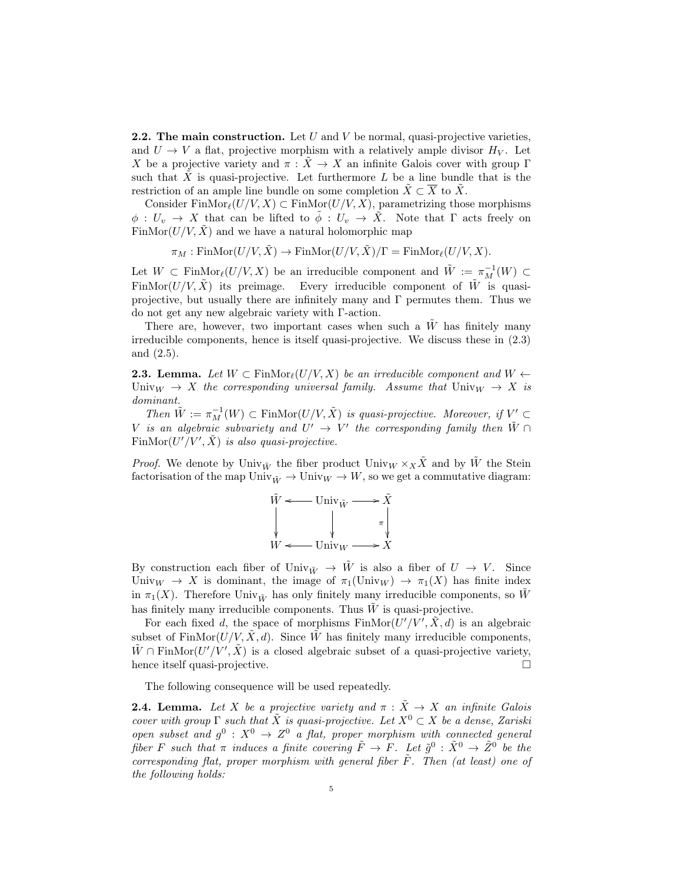**2.2. The main construction.** Let $U$ and $V$ be normal, quasi-projective varieties, and $U \to V$ a flat, projective morphism with a relatively ample divisor $H_V$. Let $X$ be a projective variety and $\pi : \tilde{X} \to X$ an infinite Galois cover with group $\Gamma$ such that $\tilde{X}$ is quasi-projective. Let furthermore $L$ be a line bundle that is the restriction of an ample line bundle on some completion $\tilde{X} \subset \overline{X}$ to $\tilde{X}$.

Consider $\mathrm{FinMor}_\ell(U/V, X) \subset \mathrm{FinMor}(U/V, X)$, parametrizing those morphisms $\phi : U_v \to X$ that can be lifted to $\tilde{\phi} : U_v \to \tilde{X}$. Note that $\Gamma$ acts freely on $\mathrm{FinMor}(U/V, \tilde{X})$ and we have a natural holomorphic map

$$\pi_M : \mathrm{FinMor}(U/V, \tilde{X}) \to \mathrm{FinMor}(U/V, \tilde{X})/\Gamma = \mathrm{FinMor}_\ell(U/V, X).$$

Let $W \subset \mathrm{FinMor}_\ell(U/V, X)$ be an irreducible component and $\tilde{W} := \pi_M^{-1}(W) \subset \mathrm{FinMor}(U/V, \tilde{X})$ its preimage. Every irreducible component of $\tilde{W}$ is quasi-projective, but usually there are infinitely many and $\Gamma$ permutes them. Thus we do not get any new algebraic variety with $\Gamma$-action.

There are, however, two important cases when such a $\tilde{W}$ has finitely many irreducible components, hence is itself quasi-projective. We discuss these in (2.3) and (2.5).

**2.3. Lemma.** *Let $W \subset \mathrm{FinMor}_\ell(U/V, X)$ be an irreducible component and $W \leftarrow \mathrm{Univ}_W \to X$ the corresponding universal family. Assume that $\mathrm{Univ}_W \to X$ is dominant.*

*Then $\tilde{W} := \pi_M^{-1}(W) \subset \mathrm{FinMor}(U/V, \tilde{X})$ is quasi-projective. Moreover, if $V' \subset V$ is an algebraic subvariety and $U' \to V'$ the corresponding family then $\tilde{W} \cap \mathrm{FinMor}(U'/V', \tilde{X})$ is also quasi-projective.*

*Proof.* We denote by $\mathrm{Univ}_{\tilde{W}}$ the fiber product $\mathrm{Univ}_W \times_X \tilde{X}$ and by $\tilde{W}$ the Stein factorisation of the map $\mathrm{Univ}_{\tilde{W}} \to \mathrm{Univ}_W \to W$, so we get a commutative diagram:

$$\begin{array}{ccccc}
\tilde{W} & \longleftarrow & \mathrm{Univ}_{\tilde{W}} & \longrightarrow & \tilde{X} \\
\downarrow & & \downarrow & & \downarrow \pi \\
W & \longleftarrow & \mathrm{Univ}_W & \longrightarrow & X
\end{array}$$

By construction each fiber of $\mathrm{Univ}_{\tilde{W}} \to \tilde{W}$ is also a fiber of $U \to V$. Since $\mathrm{Univ}_W \to X$ is dominant, the image of $\pi_1(\mathrm{Univ}_W) \to \pi_1(X)$ has finite index in $\pi_1(X)$. Therefore $\mathrm{Univ}_{\tilde{W}}$ has only finitely many irreducible components, so $\tilde{W}$ has finitely many irreducible components. Thus $\tilde{W}$ is quasi-projective.

For each fixed $d$, the space of morphisms $\mathrm{FinMor}(U'/V', \tilde{X}, d)$ is an algebraic subset of $\mathrm{FinMor}(U/V, \tilde{X}, d)$. Since $\tilde{W}$ has finitely many irreducible components, $\tilde{W} \cap \mathrm{FinMor}(U'/V', \tilde{X})$ is a closed algebraic subset of a quasi-projective variety, hence itself quasi-projective. $\square$

The following consequence will be used repeatedly.

**2.4. Lemma.** *Let $X$ be a projective variety and $\pi : \tilde{X} \to X$ an infinite Galois cover with group $\Gamma$ such that $\tilde{X}$ is quasi-projective. Let $X^0 \subset X$ be a dense, Zariski open subset and $g^0 : X^0 \to Z^0$ a flat, proper morphism with connected general fiber $F$ such that $\pi$ induces a finite covering $\tilde{F} \to F$. Let $\tilde{g}^0 : \tilde{X}^0 \to \tilde{Z}^0$ be the corresponding flat, proper morphism with general fiber $\tilde{F}$. Then (at least) one of the following holds:*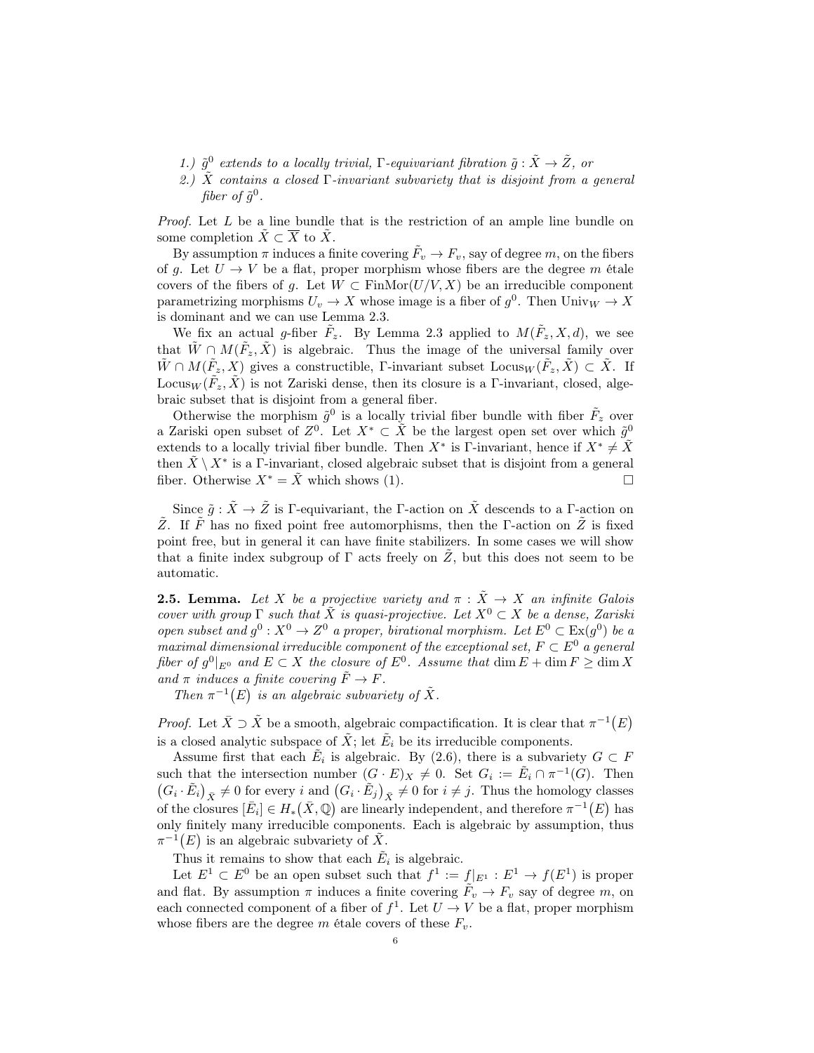*1.) $\tilde{g}^0$ extends to a locally trivial, $\Gamma$-equivariant fibration $\tilde{g} : \tilde{X} \to \tilde{Z}$, or*

*2.) $\tilde{X}$ contains a closed $\Gamma$-invariant subvariety that is disjoint from a general fiber of $\tilde{g}^0$.*

*Proof.* Let $L$ be a line bundle that is the restriction of an ample line bundle on some completion $\tilde{X} \subset \overline{X}$ to $\tilde{X}$.

By assumption $\pi$ induces a finite covering $\tilde{F}_v \to F_v$, say of degree $m$, on the fibers of $g$. Let $U \to V$ be a flat, proper morphism whose fibers are the degree $m$ étale covers of the fibers of $g$. Let $W \subset \operatorname{FinMor}(U/V, X)$ be an irreducible component parametrizing morphisms $U_v \to X$ whose image is a fiber of $g^0$. Then $\operatorname{Univ}_W \to X$ is dominant and we can use Lemma 2.3.

We fix an actual $g$-fiber $\tilde{F}_z$. By Lemma 2.3 applied to $M(\tilde{F}_z, X, d)$, we see that $\tilde{W} \cap M(\tilde{F}_z, \tilde{X})$ is algebraic. Thus the image of the universal family over $\tilde{W} \cap M(\tilde{F}_z, X)$ gives a constructible, $\Gamma$-invariant subset $\operatorname{Locus}_W(\tilde{F}_z, \tilde{X}) \subset \tilde{X}$. If $\operatorname{Locus}_W(\tilde{F}_z, \tilde{X})$ is not Zariski dense, then its closure is a $\Gamma$-invariant, closed, algebraic subset that is disjoint from a general fiber.

Otherwise the morphism $\tilde{g}^0$ is a locally trivial fiber bundle with fiber $\tilde{F}_z$ over a Zariski open subset of $Z^0$. Let $X^* \subset \tilde{X}$ be the largest open set over which $\tilde{g}^0$ extends to a locally trivial fiber bundle. Then $X^*$ is $\Gamma$-invariant, hence if $X^* \neq \tilde{X}$ then $\tilde{X} \setminus X^*$ is a $\Gamma$-invariant, closed algebraic subset that is disjoint from a general fiber. Otherwise $X^* = \tilde{X}$ which shows (1). □

Since $\tilde{g} : \tilde{X} \to \tilde{Z}$ is $\Gamma$-equivariant, the $\Gamma$-action on $\tilde{X}$ descends to a $\Gamma$-action on $\tilde{Z}$. If $\tilde{F}$ has no fixed point free automorphisms, then the $\Gamma$-action on $\tilde{Z}$ is fixed point free, but in general it can have finite stabilizers. In some cases we will show that a finite index subgroup of $\Gamma$ acts freely on $\tilde{Z}$, but this does not seem to be automatic.

**2.5. Lemma.** *Let $X$ be a projective variety and $\pi : \tilde{X} \to X$ an infinite Galois cover with group $\Gamma$ such that $\tilde{X}$ is quasi-projective. Let $X^0 \subset X$ be a dense, Zariski open subset and $g^0 : X^0 \to Z^0$ a proper, birational morphism. Let $E^0 \subset \operatorname{Ex}(g^0)$ be a maximal dimensional irreducible component of the exceptional set, $F \subset E^0$ a general fiber of $g^0|_{E^0}$ and $E \subset X$ the closure of $E^0$. Assume that $\dim E + \dim F \geq \dim X$ and $\pi$ induces a finite covering $\tilde{F} \to F$.*

*Then $\pi^{-1}(E)$ is an algebraic subvariety of $\tilde{X}$.*

*Proof.* Let $\bar{X} \supset \tilde{X}$ be a smooth, algebraic compactification. It is clear that $\pi^{-1}(E)$ is a closed analytic subspace of $\tilde{X}$; let $\tilde{E}_i$ be its irreducible components.

Assume first that each $\tilde{E}_i$ is algebraic. By (2.6), there is a subvariety $G \subset F$ such that the intersection number $(G \cdot E)_X \neq 0$. Set $G_i := \tilde{E}_i \cap \pi^{-1}(G)$. Then $(G_i \cdot \tilde{E}_i)_{\tilde{X}} \neq 0$ for every $i$ and $(G_i \cdot \tilde{E}_j)_{\tilde{X}} \neq 0$ for $i \neq j$. Thus the homology classes of the closures $[\bar{E}_i] \in H_*(\bar{X}, \mathbb{Q})$ are linearly independent, and therefore $\pi^{-1}(E)$ has only finitely many irreducible components. Each is algebraic by assumption, thus $\pi^{-1}(E)$ is an algebraic subvariety of $\tilde{X}$.

Thus it remains to show that each $\tilde{E}_i$ is algebraic.

Let $E^1 \subset E^0$ be an open subset such that $f^1 := f|_{E^1} : E^1 \to f(E^1)$ is proper and flat. By assumption $\pi$ induces a finite covering $\tilde{F}_v \to F_v$ say of degree $m$, on each connected component of a fiber of $f^1$. Let $U \to V$ be a flat, proper morphism whose fibers are the degree $m$ étale covers of these $F_v$.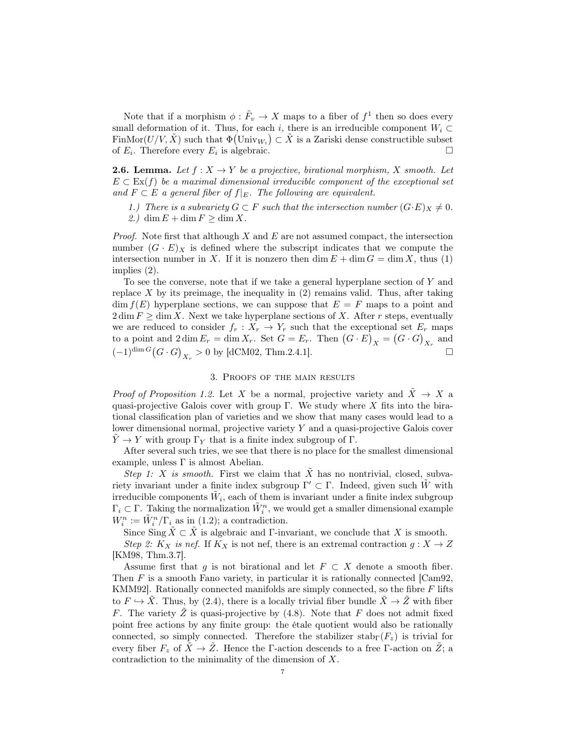Note that if a morphism $\phi : \tilde{F}_v \to X$ maps to a fiber of $f^1$ then so does every small deformation of it. Thus, for each $i$, there is an irreducible component $W_i \subset \operatorname{FinMor}(U/V, \tilde{X})$ such that $\Phi(\operatorname{Univ}_{W_i}) \subset \tilde{X}$ is a Zariski dense constructible subset of $E_i$. Therefore every $E_i$ is algebraic. □

**2.6. Lemma.** *Let $f : X \to Y$ be a projective, birational morphism, $X$ smooth. Let $E \subset \operatorname{Ex}(f)$ be a maximal dimensional irreducible component of the exceptional set and $F \subset E$ a general fiber of $f|_E$. The following are equivalent.*

*1.) There is a subvariety $G \subset F$ such that the intersection number $(G \cdot E)_X \neq 0$.*

*2.) $\dim E + \dim F \geq \dim X$.*

*Proof.* Note first that although $X$ and $E$ are not assumed compact, the intersection number $(G \cdot E)_X$ is defined where the subscript indicates that we compute the intersection number in $X$. If it is nonzero then $\dim E + \dim G = \dim X$, thus (1) implies (2).

To see the converse, note that if we take a general hyperplane section of $Y$ and replace $X$ by its preimage, the inequality in (2) remains valid. Thus, after taking $\dim f(E)$ hyperplane sections, we can suppose that $E = F$ maps to a point and $2 \dim F \geq \dim X$. Next we take hyperplane sections of $X$. After $r$ steps, eventually we are reduced to consider $f_r : X_r \to Y_r$ such that the exceptional set $E_r$ maps to a point and $2 \dim E_r = \dim X_r$. Set $G = E_r$. Then $\big(G \cdot E\big)_X = \big(G \cdot G\big)_{X_r}$ and $(-1)^{\dim G}\big(G \cdot G\big)_{X_r} > 0$ by [dCM02, Thm.2.4.1]. □

## 3. Proofs of the main results

*Proof of Proposition 1.2.* Let $X$ be a normal, projective variety and $\tilde{X} \to X$ a quasi-projective Galois cover with group $\Gamma$. We study where $X$ fits into the birational classification plan of varieties and we show that many cases would lead to a lower dimensional normal, projective variety $Y$ and a quasi-projective Galois cover $\tilde{Y} \to Y$ with group $\Gamma_Y$ that is a finite index subgroup of $\Gamma$.

After several such tries, we see that there is no place for the smallest dimensional example, unless $\Gamma$ is almost Abelian.

*Step 1: $X$ is smooth.* First we claim that $\tilde{X}$ has no nontrivial, closed, subvariety invariant under a finite index subgroup $\Gamma' \subset \Gamma$. Indeed, given such $\tilde{W}$ with irreducible components $\tilde{W}_i$, each of them is invariant under a finite index subgroup $\Gamma_i \subset \Gamma$. Taking the normalization $\tilde{W}_i^n$, we would get a smaller dimensional example $W_i^n := \tilde{W}_i^n / \Gamma_i$ as in (1.2); a contradiction.

Since $\operatorname{Sing} \tilde{X} \subset \tilde{X}$ is algebraic and $\Gamma$-invariant, we conclude that $X$ is smooth.

*Step 2: $K_X$ is nef.* If $K_X$ is not nef, there is an extremal contraction $g : X \to Z$ [KM98, Thm.3.7].

Assume first that $g$ is not birational and let $F \subset X$ denote a smooth fiber. Then $F$ is a smooth Fano variety, in particular it is rationally connected [Cam92, KMM92]. Rationally connected manifolds are simply connected, so the fibre $F$ lifts to $F \hookrightarrow \tilde{X}$. Thus, by (2.4), there is a locally trivial fiber bundle $\tilde{X} \to \tilde{Z}$ with fiber $F$. The variety $\tilde{Z}$ is quasi-projective by (4.8). Note that $F$ does not admit fixed point free actions by any finite group: the étale quotient would also be rationally connected, so simply connected. Therefore the stabilizer $\operatorname{stab}_\Gamma(F_z)$ is trivial for every fiber $F_z$ of $\tilde{X} \to \tilde{Z}$. Hence the $\Gamma$-action descends to a free $\Gamma$-action on $\tilde{Z}$; a contradiction to the minimality of the dimension of $X$.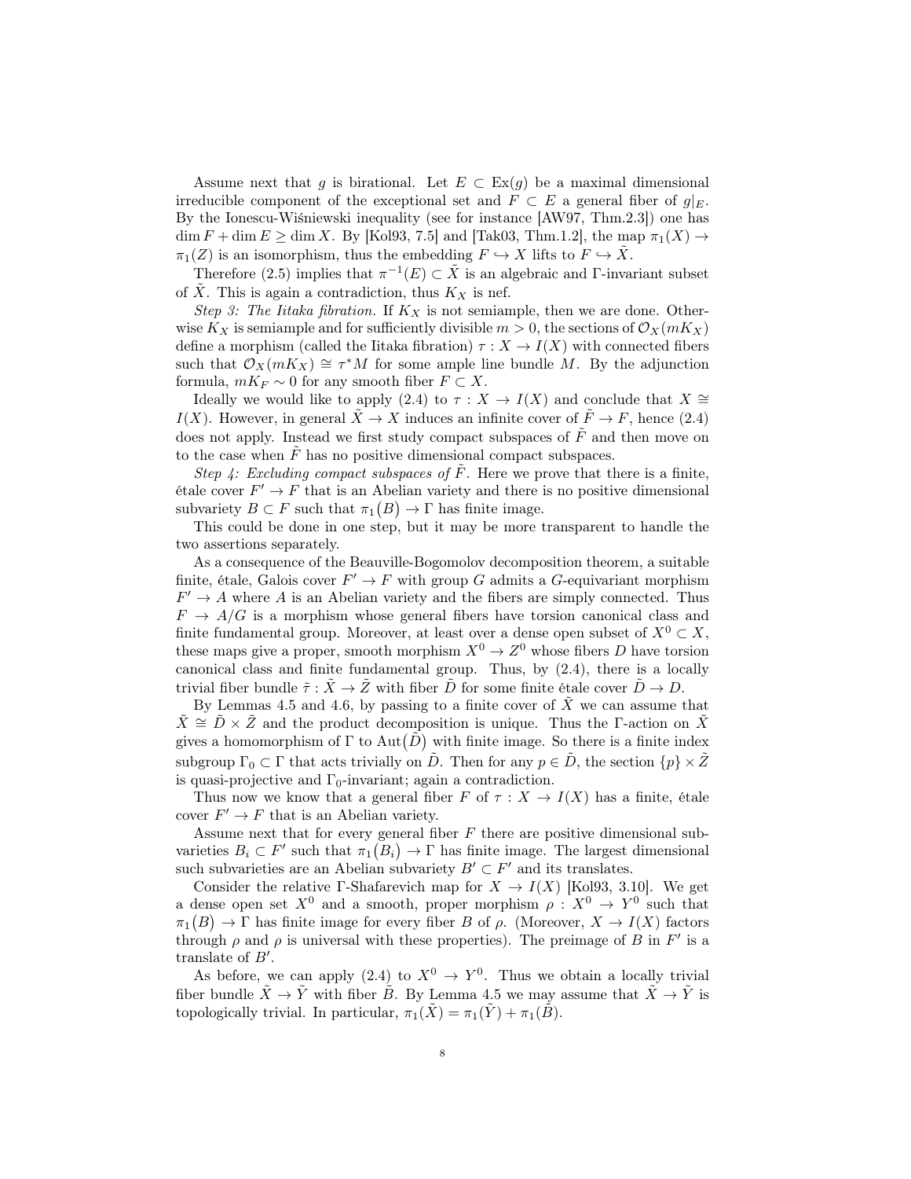Assume next that $g$ is birational. Let $E \subset \operatorname{Ex}(g)$ be a maximal dimensional irreducible component of the exceptional set and $F \subset E$ a general fiber of $g|_E$. By the Ionescu-Wiśniewski inequality (see for instance [AW97, Thm.2.3]) one has $\dim F + \dim E \geq \dim X$. By [Kol93, 7.5] and [Tak03, Thm.1.2], the map $\pi_1(X) \to \pi_1(Z)$ is an isomorphism, thus the embedding $F \hookrightarrow X$ lifts to $F \hookrightarrow \tilde{X}$.

Therefore (2.5) implies that $\pi^{-1}(E) \subset \tilde{X}$ is an algebraic and $\Gamma$-invariant subset of $\tilde{X}$. This is again a contradiction, thus $K_X$ is nef.

*Step 3: The Iitaka fibration.* If $K_X$ is not semiample, then we are done. Otherwise $K_X$ is semiample and for sufficiently divisible $m > 0$, the sections of $\mathcal{O}_X(mK_X)$ define a morphism (called the Iitaka fibration) $\tau : X \to I(X)$ with connected fibers such that $\mathcal{O}_X(mK_X) \cong \tau^* M$ for some ample line bundle $M$. By the adjunction formula, $mK_F \sim 0$ for any smooth fiber $F \subset X$.

Ideally we would like to apply (2.4) to $\tau : X \to I(X)$ and conclude that $X \cong I(X)$. However, in general $\tilde{X} \to X$ induces an infinite cover of $\tilde{F} \to F$, hence (2.4) does not apply. Instead we first study compact subspaces of $\tilde{F}$ and then move on to the case when $\tilde{F}$ has no positive dimensional compact subspaces.

*Step 4: Excluding compact subspaces of $\tilde{F}$.* Here we prove that there is a finite, étale cover $F' \to F$ that is an Abelian variety and there is no positive dimensional subvariety $B \subset F$ such that $\pi_1(B) \to \Gamma$ has finite image.

This could be done in one step, but it may be more transparent to handle the two assertions separately.

As a consequence of the Beauville-Bogomolov decomposition theorem, a suitable finite, étale, Galois cover $F' \to F$ with group $G$ admits a $G$-equivariant morphism $F' \to A$ where $A$ is an Abelian variety and the fibers are simply connected. Thus $F \to A/G$ is a morphism whose general fibers have torsion canonical class and finite fundamental group. Moreover, at least over a dense open subset of $X^0 \subset X$, these maps give a proper, smooth morphism $X^0 \to Z^0$ whose fibers $D$ have torsion canonical class and finite fundamental group. Thus, by (2.4), there is a locally trivial fiber bundle $\tilde{\tau} : \tilde{X} \to \tilde{Z}$ with fiber $\tilde{D}$ for some finite étale cover $\tilde{D} \to D$.

By Lemmas 4.5 and 4.6, by passing to a finite cover of $\tilde{X}$ we can assume that $\tilde{X} \cong \tilde{D} \times \tilde{Z}$ and the product decomposition is unique. Thus the $\Gamma$-action on $\tilde{X}$ gives a homomorphism of $\Gamma$ to $\operatorname{Aut}(\tilde{D})$ with finite image. So there is a finite index subgroup $\Gamma_0 \subset \Gamma$ that acts trivially on $\tilde{D}$. Then for any $p \in \tilde{D}$, the section $\{p\} \times \tilde{Z}$ is quasi-projective and $\Gamma_0$-invariant; again a contradiction.

Thus now we know that a general fiber $F$ of $\tau : X \to I(X)$ has a finite, étale cover $F' \to F$ that is an Abelian variety.

Assume next that for every general fiber $F$ there are positive dimensional subvarieties $B_i \subset F'$ such that $\pi_1(B_i) \to \Gamma$ has finite image. The largest dimensional such subvarieties are an Abelian subvariety $B' \subset F'$ and its translates.

Consider the relative $\Gamma$-Shafarevich map for $X \to I(X)$ [Kol93, 3.10]. We get a dense open set $X^0$ and a smooth, proper morphism $\rho : X^0 \to Y^0$ such that $\pi_1(B) \to \Gamma$ has finite image for every fiber $B$ of $\rho$. (Moreover, $X \to I(X)$ factors through $\rho$ and $\rho$ is universal with these properties). The preimage of $B$ in $F'$ is a translate of $B'$.

As before, we can apply (2.4) to $X^0 \to Y^0$. Thus we obtain a locally trivial fiber bundle $\tilde{X} \to \tilde{Y}$ with fiber $\tilde{B}$. By Lemma 4.5 we may assume that $\tilde{X} \to \tilde{Y}$ is topologically trivial. In particular, $\pi_1(\tilde{X}) = \pi_1(\tilde{Y}) + \pi_1(\tilde{B})$.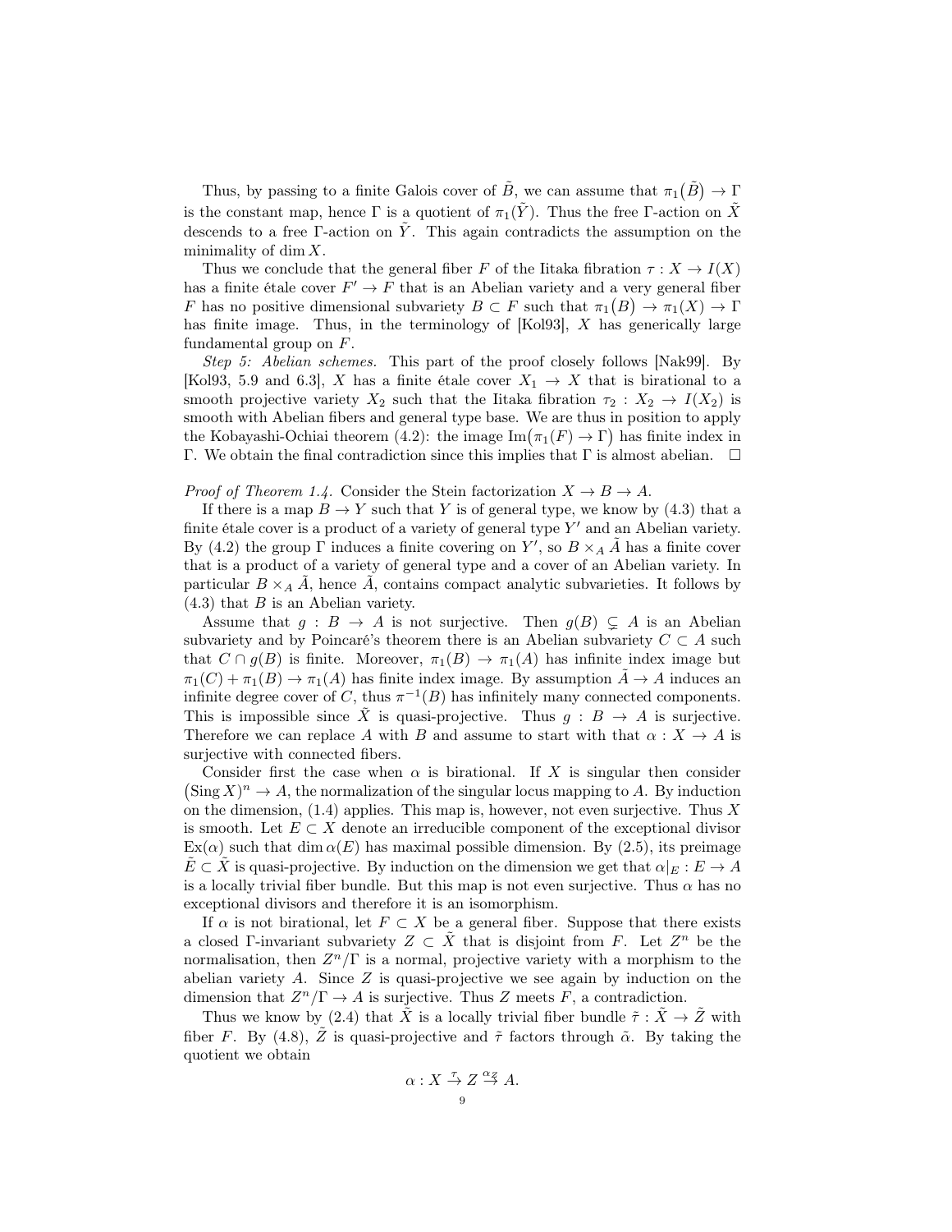Thus, by passing to a finite Galois cover of $\tilde{B}$, we can assume that $\pi_1(\tilde{B}) \to \Gamma$ is the constant map, hence $\Gamma$ is a quotient of $\pi_1(\tilde{Y})$. Thus the free $\Gamma$-action on $\tilde{X}$ descends to a free $\Gamma$-action on $\tilde{Y}$. This again contradicts the assumption on the minimality of $\dim X$.

Thus we conclude that the general fiber $F$ of the Iitaka fibration $\tau : X \to I(X)$ has a finite étale cover $F' \to F$ that is an Abelian variety and a very general fiber $F$ has no positive dimensional subvariety $B \subset F$ such that $\pi_1(B) \to \pi_1(X) \to \Gamma$ has finite image. Thus, in the terminology of [Kol93], $X$ has generically large fundamental group on $F$.

*Step 5: Abelian schemes.* This part of the proof closely follows [Nak99]. By [Kol93, 5.9 and 6.3], $X$ has a finite étale cover $X_1 \to X$ that is birational to a smooth projective variety $X_2$ such that the Iitaka fibration $\tau_2 : X_2 \to I(X_2)$ is smooth with Abelian fibers and general type base. We are thus in position to apply the Kobayashi-Ochiai theorem (4.2): the image $\mathrm{Im}\big(\pi_1(F) \to \Gamma\big)$ has finite index in $\Gamma$. We obtain the final contradiction since this implies that $\Gamma$ is almost abelian. □

*Proof of Theorem 1.4.* Consider the Stein factorization $X \to B \to A$.

If there is a map $B \to Y$ such that $Y$ is of general type, we know by (4.3) that a finite étale cover is a product of a variety of general type $Y'$ and an Abelian variety. By (4.2) the group $\Gamma$ induces a finite covering on $Y'$, so $B \times_A \tilde{A}$ has a finite cover that is a product of a variety of general type and a cover of an Abelian variety. In particular $B \times_A \tilde{A}$, hence $\tilde{A}$, contains compact analytic subvarieties. It follows by (4.3) that $B$ is an Abelian variety.

Assume that $g : B \to A$ is not surjective. Then $g(B) \subsetneq A$ is an Abelian subvariety and by Poincaré's theorem there is an Abelian subvariety $C \subset A$ such that $C \cap g(B)$ is finite. Moreover, $\pi_1(B) \to \pi_1(A)$ has infinite index image but $\pi_1(C) + \pi_1(B) \to \pi_1(A)$ has finite index image. By assumption $\tilde{A} \to A$ induces an infinite degree cover of $C$, thus $\pi^{-1}(B)$ has infinitely many connected components. This is impossible since $\tilde{X}$ is quasi-projective. Thus $g : B \to A$ is surjective. Therefore we can replace $A$ with $B$ and assume to start with that $\alpha : X \to A$ is surjective with connected fibers.

Consider first the case when $\alpha$ is birational. If $X$ is singular then consider $\big(\mathrm{Sing}\, X\big)^n \to A$, the normalization of the singular locus mapping to $A$. By induction on the dimension, (1.4) applies. This map is, however, not even surjective. Thus $X$ is smooth. Let $E \subset X$ denote an irreducible component of the exceptional divisor $\mathrm{Ex}(\alpha)$ such that $\dim \alpha(E)$ has maximal possible dimension. By (2.5), its preimage $\tilde{E} \subset \tilde{X}$ is quasi-projective. By induction on the dimension we get that $\alpha|_E : E \to A$ is a locally trivial fiber bundle. But this map is not even surjective. Thus $\alpha$ has no exceptional divisors and therefore it is an isomorphism.

If $\alpha$ is not birational, let $F \subset X$ be a general fiber. Suppose that there exists a closed $\Gamma$-invariant subvariety $Z \subset \tilde{X}$ that is disjoint from $F$. Let $Z^n$ be the normalisation, then $Z^n/\Gamma$ is a normal, projective variety with a morphism to the abelian variety $A$. Since $Z$ is quasi-projective we see again by induction on the dimension that $Z^n/\Gamma \to A$ is surjective. Thus $Z$ meets $F$, a contradiction.

Thus we know by (2.4) that $\tilde{X}$ is a locally trivial fiber bundle $\tilde{\tau} : \tilde{X} \to \tilde{Z}$ with fiber $F$. By (4.8), $\tilde{Z}$ is quasi-projective and $\tilde{\tau}$ factors through $\tilde{\alpha}$. By taking the quotient we obtain

$$\alpha : X \stackrel{\tau}{\to} Z \stackrel{\alpha_Z}{\to} A.$$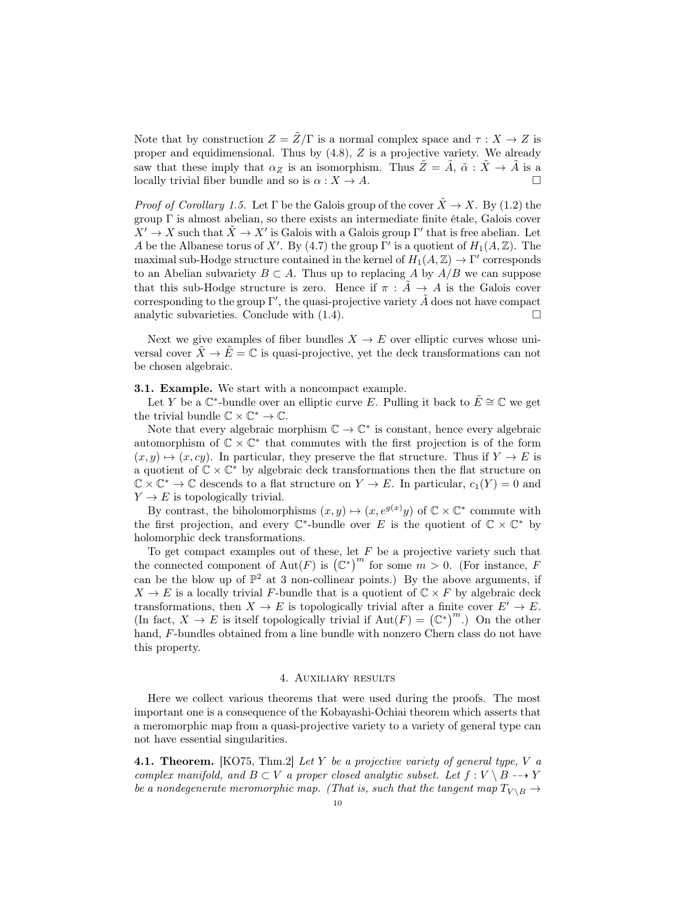Note that by construction $Z = \tilde{Z}/\Gamma$ is a normal complex space and $\tau : X \to Z$ is proper and equidimensional. Thus by (4.8), $Z$ is a projective variety. We already saw that these imply that $\alpha_Z$ is an isomorphism. Thus $\tilde{Z} = \tilde{A}$, $\tilde{\alpha} : \tilde{X} \to \tilde{A}$ is a locally trivial fiber bundle and so is $\alpha : X \to A$. □

*Proof of Corollary 1.5.* Let $\Gamma$ be the Galois group of the cover $\tilde{X} \to X$. By (1.2) the group $\Gamma$ is almost abelian, so there exists an intermediate finite étale, Galois cover $X' \to X$ such that $\tilde{X} \to X'$ is Galois with a Galois group $\Gamma'$ that is free abelian. Let $A$ be the Albanese torus of $X'$. By (4.7) the group $\Gamma'$ is a quotient of $H_1(A, \mathbb{Z})$. The maximal sub-Hodge structure contained in the kernel of $H_1(A, \mathbb{Z}) \to \Gamma'$ corresponds to an Abelian subvariety $B \subset A$. Thus up to replacing $A$ by $A/B$ we can suppose that this sub-Hodge structure is zero. Hence if $\pi : \tilde{A} \to A$ is the Galois cover corresponding to the group $\Gamma'$, the quasi-projective variety $\tilde{A}$ does not have compact analytic subvarieties. Conclude with (1.4). □

Next we give examples of fiber bundles $X \to E$ over elliptic curves whose universal cover $\tilde{X} \to \tilde{E} = \mathbb{C}$ is quasi-projective, yet the deck transformations can not be chosen algebraic.

**3.1. Example.** We start with a noncompact example.

Let $Y$ be a $\mathbb{C}^*$-bundle over an elliptic curve $E$. Pulling it back to $\tilde{E} \cong \mathbb{C}$ we get the trivial bundle $\mathbb{C} \times \mathbb{C}^* \to \mathbb{C}$.

Note that every algebraic morphism $\mathbb{C} \to \mathbb{C}^*$ is constant, hence every algebraic automorphism of $\mathbb{C} \times \mathbb{C}^*$ that commutes with the first projection is of the form $(x, y) \mapsto (x, cy)$. In particular, they preserve the flat structure. Thus if $Y \to E$ is a quotient of $\mathbb{C} \times \mathbb{C}^*$ by algebraic deck transformations then the flat structure on $\mathbb{C} \times \mathbb{C}^* \to \mathbb{C}$ descends to a flat structure on $Y \to E$. In particular, $c_1(Y) = 0$ and $Y \to E$ is topologically trivial.

By contrast, the biholomorphisms $(x, y) \mapsto (x, e^{g(x)}y)$ of $\mathbb{C} \times \mathbb{C}^*$ commute with the first projection, and every $\mathbb{C}^*$-bundle over $E$ is the quotient of $\mathbb{C} \times \mathbb{C}^*$ by holomorphic deck transformations.

To get compact examples out of these, let $F$ be a projective variety such that the connected component of $\operatorname{Aut}(F)$ is $(\mathbb{C}^*)^m$ for some $m > 0$. (For instance, $F$ can be the blow up of $\mathbb{P}^2$ at 3 non-collinear points.) By the above arguments, if $X \to E$ is a locally trivial $F$-bundle that is a quotient of $\mathbb{C} \times F$ by algebraic deck transformations, then $X \to E$ is topologically trivial after a finite cover $E' \to E$. (In fact, $X \to E$ is itself topologically trivial if $\operatorname{Aut}(F) = (\mathbb{C}^*)^m$.) On the other hand, $F$-bundles obtained from a line bundle with nonzero Chern class do not have this property.

## 4. Auxiliary results

Here we collect various theorems that were used during the proofs. The most important one is a consequence of the Kobayashi-Ochiai theorem which asserts that a meromorphic map from a quasi-projective variety to a variety of general type can not have essential singularities.

**4.1. Theorem.** [KO75, Thm.2] *Let $Y$ be a projective variety of general type, $V$ a complex manifold, and $B \subset V$ a proper closed analytic subset. Let $f : V \setminus B \dashrightarrow Y$ be a nondegenerate meromorphic map. (That is, such that the tangent map $T_{V \setminus B} \to$*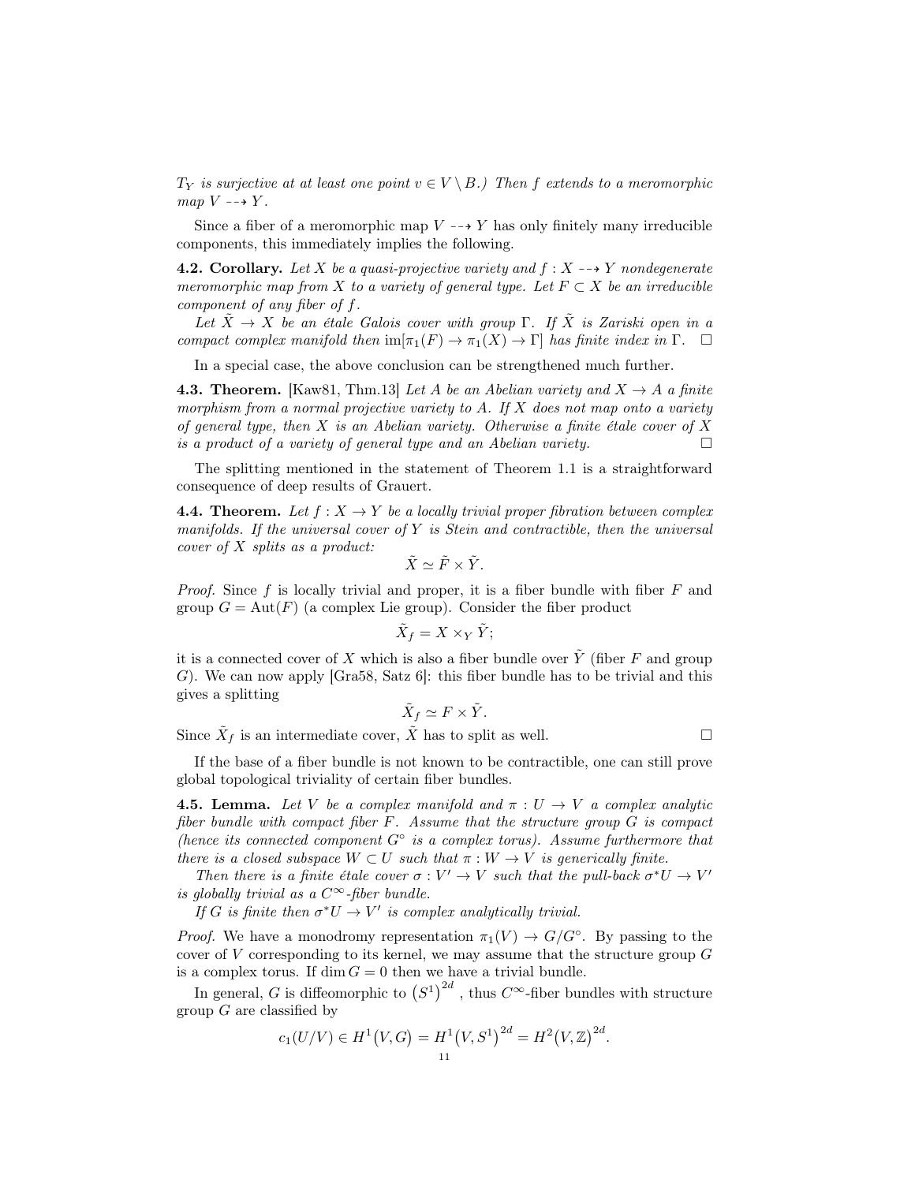*$T_Y$ is surjective at at least one point $v \in V \setminus B$.) Then $f$ extends to a meromorphic map $V \dashrightarrow Y$.*

Since a fiber of a meromorphic map $V \dashrightarrow Y$ has only finitely many irreducible components, this immediately implies the following.

**4.2. Corollary.** *Let $X$ be a quasi-projective variety and $f : X \dashrightarrow Y$ nondegenerate meromorphic map from $X$ to a variety of general type. Let $F \subset X$ be an irreducible component of any fiber of $f$.*

*Let $\tilde{X} \to X$ be an étale Galois cover with group $\Gamma$. If $\tilde{X}$ is Zariski open in a compact complex manifold then $\operatorname{im}[\pi_1(F) \to \pi_1(X) \to \Gamma]$ has finite index in $\Gamma$.* □

In a special case, the above conclusion can be strengthened much further.

**4.3. Theorem.** [Kaw81, Thm.13] *Let $A$ be an Abelian variety and $X \to A$ a finite morphism from a normal projective variety to $A$. If $X$ does not map onto a variety of general type, then $X$ is an Abelian variety. Otherwise a finite étale cover of $X$ is a product of a variety of general type and an Abelian variety.* □

The splitting mentioned in the statement of Theorem 1.1 is a straightforward consequence of deep results of Grauert.

**4.4. Theorem.** *Let $f : X \to Y$ be a locally trivial proper fibration between complex manifolds. If the universal cover of $Y$ is Stein and contractible, then the universal cover of $X$ splits as a product:*

$$\tilde{X} \simeq \tilde{F} \times \tilde{Y}.$$

*Proof.* Since $f$ is locally trivial and proper, it is a fiber bundle with fiber $F$ and group $G = \operatorname{Aut}(F)$ (a complex Lie group). Consider the fiber product

$$\tilde{X}_f = X \times_Y \tilde{Y};$$

it is a connected cover of $X$ which is also a fiber bundle over $\tilde{Y}$ (fiber $F$ and group $G$). We can now apply [Gra58, Satz 6]: this fiber bundle has to be trivial and this gives a splitting

$$\tilde{X}_f \simeq F \times \tilde{Y}.$$

Since $\tilde{X}_f$ is an intermediate cover, $\tilde{X}$ has to split as well. □

If the base of a fiber bundle is not known to be contractible, one can still prove global topological triviality of certain fiber bundles.

**4.5. Lemma.** *Let $V$ be a complex manifold and $\pi : U \to V$ a complex analytic fiber bundle with compact fiber $F$. Assume that the structure group $G$ is compact (hence its connected component $G^\circ$ is a complex torus). Assume furthermore that there is a closed subspace $W \subset U$ such that $\pi : W \to V$ is generically finite.*

*Then there is a finite étale cover $\sigma : V' \to V$ such that the pull-back $\sigma^* U \to V'$ is globally trivial as a $C^\infty$-fiber bundle.*

*If $G$ is finite then $\sigma^* U \to V'$ is complex analytically trivial.*

*Proof.* We have a monodromy representation $\pi_1(V) \to G/G^\circ$. By passing to the cover of $V$ corresponding to its kernel, we may assume that the structure group $G$ is a complex torus. If $\dim G = 0$ then we have a trivial bundle.

In general, $G$ is diffeomorphic to $\left(S^1\right)^{2d}$, thus $C^\infty$-fiber bundles with structure group $G$ are classified by

$$c_1(U/V) \in H^1\big(V, G\big) = H^1\big(V, S^1\big)^{2d} = H^2\big(V, \mathbb{Z}\big)^{2d}.$$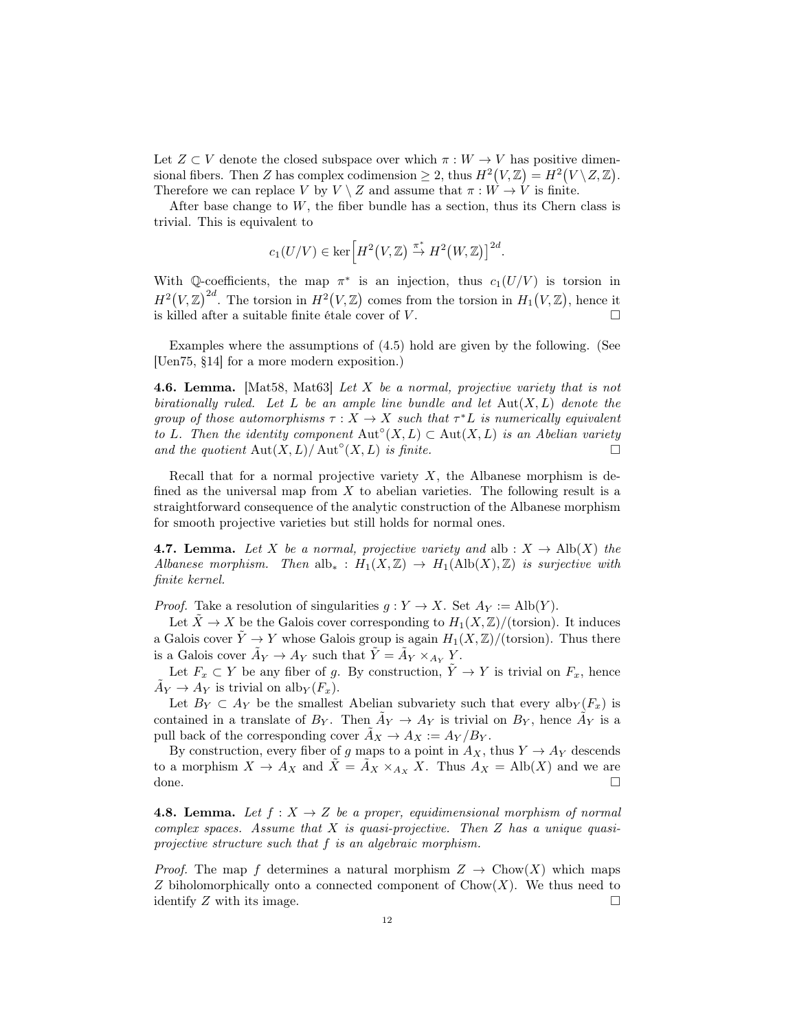Let $Z \subset V$ denote the closed subspace over which $\pi : W \to V$ has positive dimensional fibers. Then $Z$ has complex codimension $\geq 2$, thus $H^2\big(V, \mathbb{Z}\big) = H^2\big(V \setminus Z, \mathbb{Z}\big)$. Therefore we can replace $V$ by $V \setminus Z$ and assume that $\pi : W \to V$ is finite.

After base change to $W$, the fiber bundle has a section, thus its Chern class is trivial. This is equivalent to

$$c_1(U/V) \in \ker\Big[H^2\big(V, \mathbb{Z}\big) \stackrel{\pi^*}{\to} H^2\big(W, \mathbb{Z}\big)\Big]^{2d}.$$

With $\mathbb{Q}$-coefficients, the map $\pi^*$ is an injection, thus $c_1(U/V)$ is torsion in $H^2\big(V, \mathbb{Z}\big)^{2d}$. The torsion in $H^2\big(V, \mathbb{Z}\big)$ comes from the torsion in $H_1\big(V, \mathbb{Z}\big)$, hence it is killed after a suitable finite étale cover of $V$. $\square$

Examples where the assumptions of (4.5) hold are given by the following. (See [Uen75, §14] for a more modern exposition.)

**4.6. Lemma.** [Mat58, Mat63] *Let $X$ be a normal, projective variety that is not birationally ruled. Let $L$ be an ample line bundle and let $\operatorname{Aut}(X, L)$ denote the group of those automorphisms $\tau : X \to X$ such that $\tau^* L$ is numerically equivalent to $L$. Then the identity component $\operatorname{Aut}^\circ(X, L) \subset \operatorname{Aut}(X, L)$ is an Abelian variety and the quotient $\operatorname{Aut}(X, L)/\operatorname{Aut}^\circ(X, L)$ is finite.* $\square$

Recall that for a normal projective variety $X$, the Albanese morphism is defined as the universal map from $X$ to abelian varieties. The following result is a straightforward consequence of the analytic construction of the Albanese morphism for smooth projective varieties but still holds for normal ones.

**4.7. Lemma.** *Let $X$ be a normal, projective variety and $\operatorname{alb} : X \to \operatorname{Alb}(X)$ the Albanese morphism. Then $\operatorname{alb}_* : H_1(X, \mathbb{Z}) \to H_1(\operatorname{Alb}(X), \mathbb{Z})$ is surjective with finite kernel.*

*Proof.* Take a resolution of singularities $g : Y \to X$. Set $A_Y := \operatorname{Alb}(Y)$.

Let $\tilde{X} \to X$ be the Galois cover corresponding to $H_1(X, \mathbb{Z})/(\text{torsion})$. It induces a Galois cover $\tilde{Y} \to Y$ whose Galois group is again $H_1(X, \mathbb{Z})/(\text{torsion})$. Thus there is a Galois cover $\tilde{A}_Y \to A_Y$ such that $\tilde{Y} = \tilde{A}_Y \times_{A_Y} Y$.

Let $F_x \subset Y$ be any fiber of $g$. By construction, $\tilde{Y} \to Y$ is trivial on $F_x$, hence $\tilde{A}_Y \to A_Y$ is trivial on $\operatorname{alb}_Y(F_x)$.

Let $B_Y \subset A_Y$ be the smallest Abelian subvariety such that every $\operatorname{alb}_Y(F_x)$ is contained in a translate of $B_Y$. Then $\tilde{A}_Y \to A_Y$ is trivial on $B_Y$, hence $\tilde{A}_Y$ is a pull back of the corresponding cover $\tilde{A}_X \to A_X := A_Y/B_Y$.

By construction, every fiber of $g$ maps to a point in $A_X$, thus $Y \to A_Y$ descends to a morphism $X \to A_X$ and $\tilde{X} = \tilde{A}_X \times_{A_X} X$. Thus $A_X = \operatorname{Alb}(X)$ and we are done. $\square$

**4.8. Lemma.** *Let $f : X \to Z$ be a proper, equidimensional morphism of normal complex spaces. Assume that $X$ is quasi-projective. Then $Z$ has a unique quasi-projective structure such that $f$ is an algebraic morphism.*

*Proof.* The map $f$ determines a natural morphism $Z \to \operatorname{Chow}(X)$ which maps $Z$ biholomorphically onto a connected component of $\operatorname{Chow}(X)$. We thus need to identify $Z$ with its image. $\square$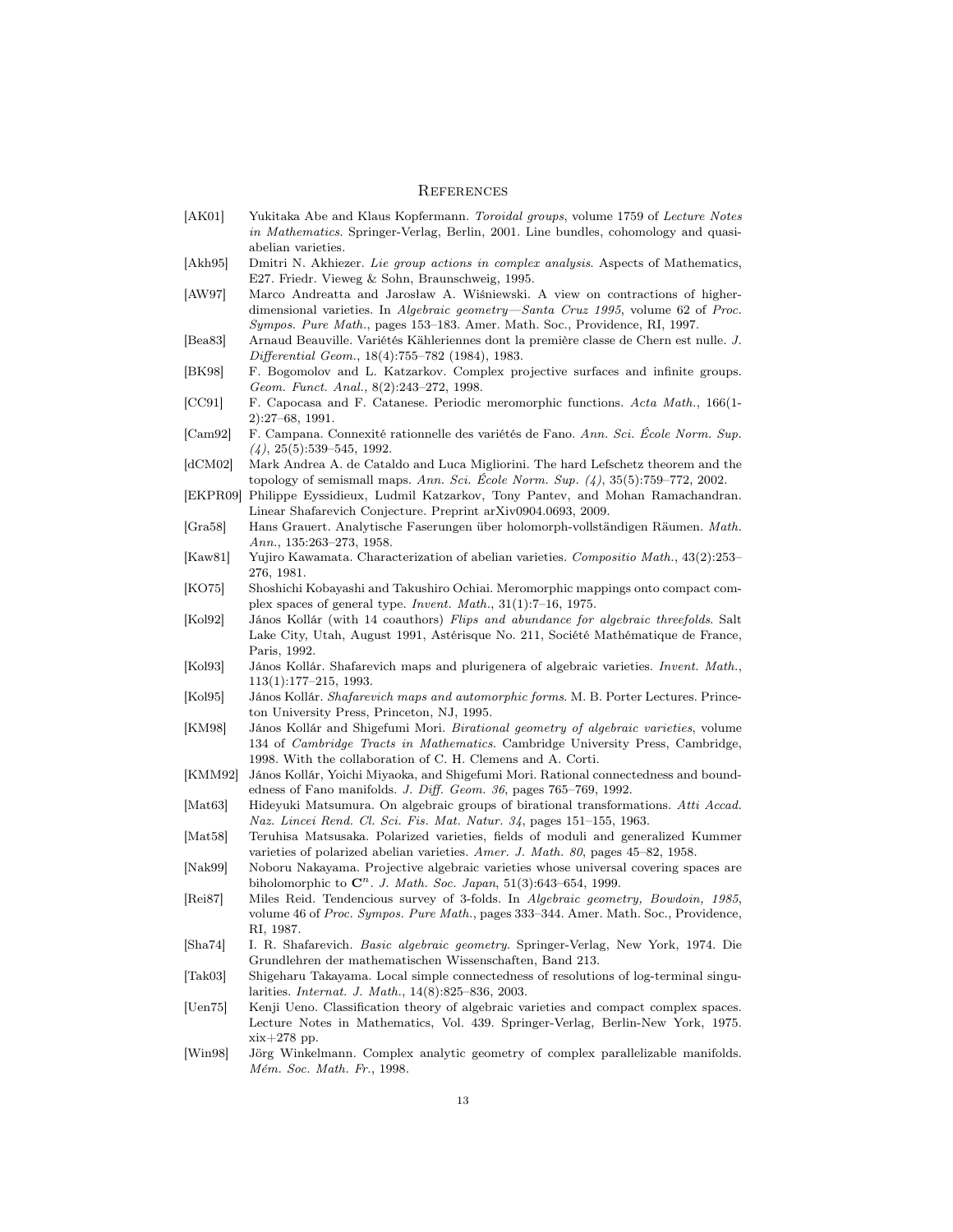# References

[AK01] Yukitaka Abe and Klaus Kopfermann. *Toroidal groups*, volume 1759 of *Lecture Notes in Mathematics*. Springer-Verlag, Berlin, 2001. Line bundles, cohomology and quasi-abelian varieties.

[Akh95] Dmitri N. Akhiezer. *Lie group actions in complex analysis*. Aspects of Mathematics, E27. Friedr. Vieweg & Sohn, Braunschweig, 1995.

[AW97] Marco Andreatta and Jarosław A. Wiśniewski. A view on contractions of higher-dimensional varieties. In *Algebraic geometry—Santa Cruz 1995*, volume 62 of *Proc. Sympos. Pure Math.*, pages 153–183. Amer. Math. Soc., Providence, RI, 1997.

[Bea83] Arnaud Beauville. Variétés Kähleriennes dont la première classe de Chern est nulle. *J. Differential Geom.*, 18(4):755–782 (1984), 1983.

[BK98] F. Bogomolov and L. Katzarkov. Complex projective surfaces and infinite groups. *Geom. Funct. Anal.*, 8(2):243–272, 1998.

[CC91] F. Capocasa and F. Catanese. Periodic meromorphic functions. *Acta Math.*, 166(1-2):27–68, 1991.

[Cam92] F. Campana. Connexité rationnelle des variétés de Fano. *Ann. Sci. École Norm. Sup. (4)*, 25(5):539–545, 1992.

[dCM02] Mark Andrea A. de Cataldo and Luca Migliorini. The hard Lefschetz theorem and the topology of semismall maps. *Ann. Sci. École Norm. Sup. (4)*, 35(5):759–772, 2002.

[EKPR09] Philippe Eyssidieux, Ludmil Katzarkov, Tony Pantev, and Mohan Ramachandran. Linear Shafarevich Conjecture. Preprint arXiv0904.0693, 2009.

[Gra58] Hans Grauert. Analytische Faserungen über holomorph-vollständigen Räumen. *Math. Ann.*, 135:263–273, 1958.

[Kaw81] Yujiro Kawamata. Characterization of abelian varieties. *Compositio Math.*, 43(2):253–276, 1981.

[KO75] Shoshichi Kobayashi and Takushiro Ochiai. Meromorphic mappings onto compact complex spaces of general type. *Invent. Math.*, 31(1):7–16, 1975.

[Kol92] János Kollár (with 14 coauthors) *Flips and abundance for algebraic threefolds*. Salt Lake City, Utah, August 1991, Astérisque No. 211, Société Mathématique de France, Paris, 1992.

[Kol93] János Kollár. Shafarevich maps and plurigenera of algebraic varieties. *Invent. Math.*, 113(1):177–215, 1993.

[Kol95] János Kollár. *Shafarevich maps and automorphic forms*. M. B. Porter Lectures. Princeton University Press, Princeton, NJ, 1995.

[KM98] János Kollár and Shigefumi Mori. *Birational geometry of algebraic varieties*, volume 134 of *Cambridge Tracts in Mathematics*. Cambridge University Press, Cambridge, 1998. With the collaboration of C. H. Clemens and A. Corti.

[KMM92] János Kollár, Yoichi Miyaoka, and Shigefumi Mori. Rational connectedness and boundedness of Fano manifolds. *J. Diff. Geom. 36*, pages 765–769, 1992.

[Mat63] Hideyuki Matsumura. On algebraic groups of birational transformations. *Atti Accad. Naz. Lincei Rend. Cl. Sci. Fis. Mat. Natur. 34*, pages 151–155, 1963.

[Mat58] Teruhisa Matsusaka. Polarized varieties, fields of moduli and generalized Kummer varieties of polarized abelian varieties. *Amer. J. Math. 80*, pages 45–82, 1958.

[Nak99] Noboru Nakayama. Projective algebraic varieties whose universal covering spaces are biholomorphic to $\mathbf{C}^n$. *J. Math. Soc. Japan*, 51(3):643–654, 1999.

[Rei87] Miles Reid. Tendencious survey of 3-folds. In *Algebraic geometry, Bowdoin, 1985*, volume 46 of *Proc. Sympos. Pure Math.*, pages 333–344. Amer. Math. Soc., Providence, RI, 1987.

[Sha74] I. R. Shafarevich. *Basic algebraic geometry*. Springer-Verlag, New York, 1974. Die Grundlehren der mathematischen Wissenschaften, Band 213.

[Tak03] Shigeharu Takayama. Local simple connectedness of resolutions of log-terminal singularities. *Internat. J. Math.*, 14(8):825–836, 2003.

[Uen75] Kenji Ueno. Classification theory of algebraic varieties and compact complex spaces. Lecture Notes in Mathematics, Vol. 439. Springer-Verlag, Berlin-New York, 1975. xix+278 pp.

[Win98] Jörg Winkelmann. Complex analytic geometry of complex parallelizable manifolds. *Mém. Soc. Math. Fr.*, 1998.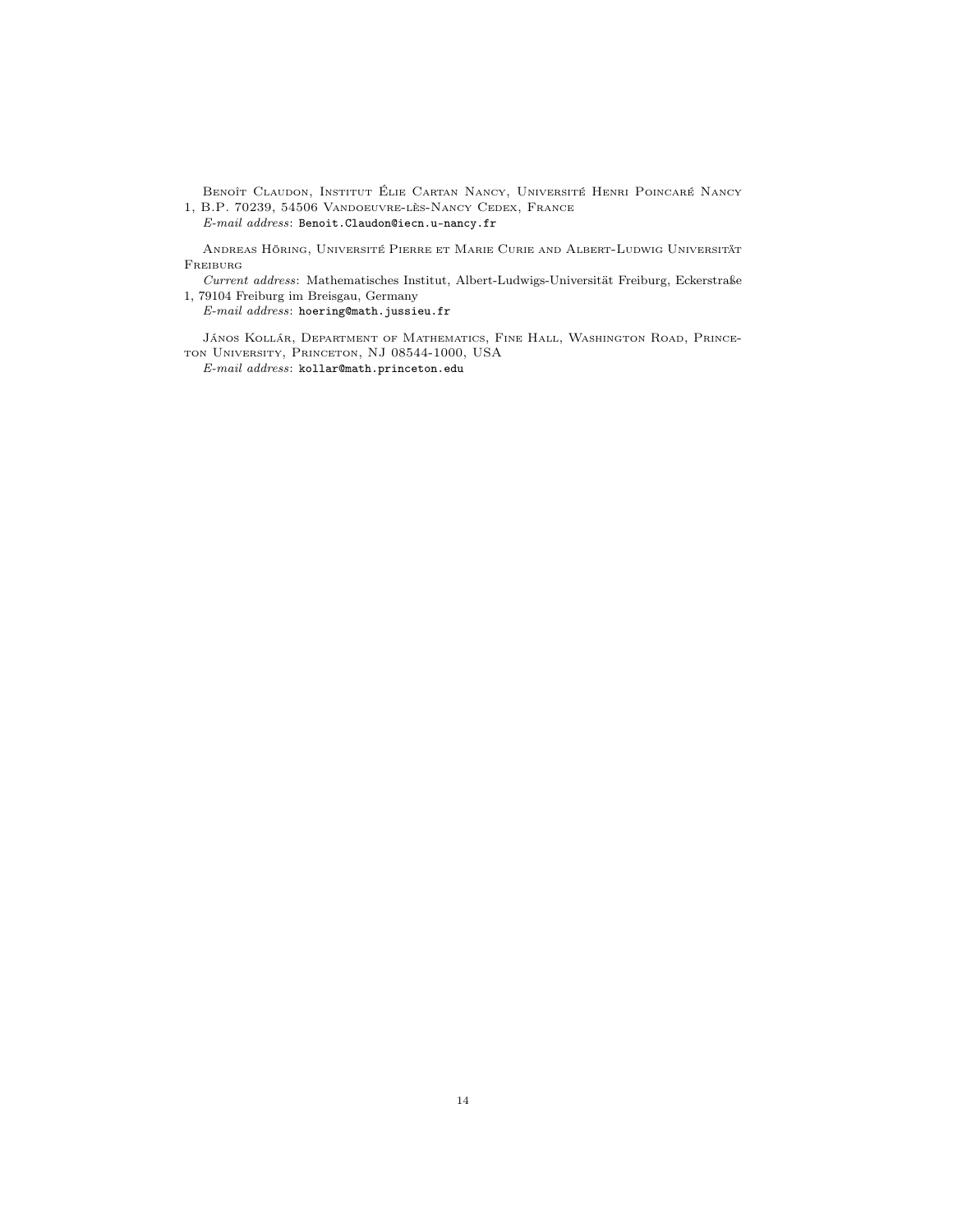Benoît Claudon, Institut Élie Cartan Nancy, Université Henri Poincaré Nancy 1, B.P. 70239, 54506 Vandoeuvre-lès-Nancy Cedex, France

*E-mail address*: Benoit.Claudon@iecn.u-nancy.fr

Andreas Höring, Université Pierre et Marie Curie and Albert-Ludwig Universität Freiburg

*Current address*: Mathematisches Institut, Albert-Ludwigs-Universität Freiburg, Eckerstraße 1, 79104 Freiburg im Breisgau, Germany

*E-mail address*: hoering@math.jussieu.fr

János Kollár, Department of Mathematics, Fine Hall, Washington Road, Princeton University, Princeton, NJ 08544-1000, USA

*E-mail address*: kollar@math.princeton.edu